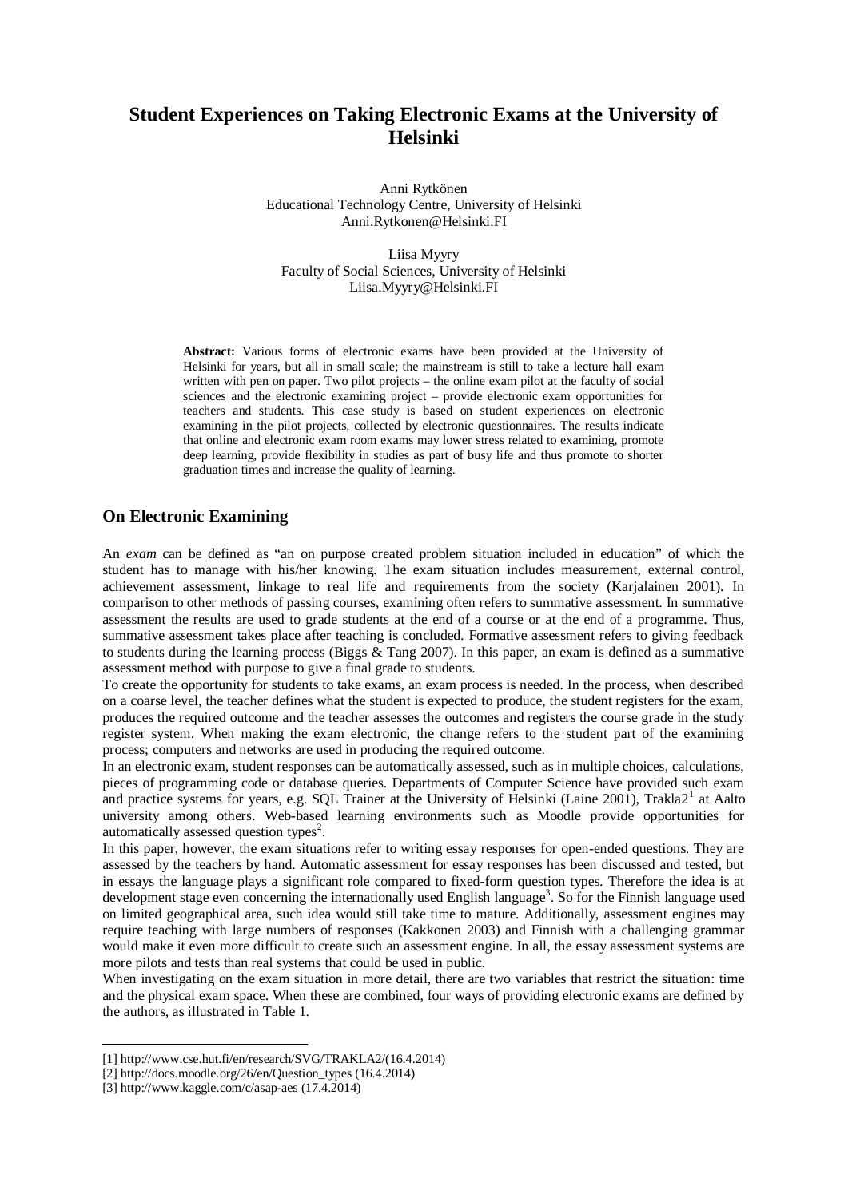# Student Experiences on Taking Electronic Exams at the University of Helsinki

Anni Rytkönen
Educational Technology Centre, University of Helsinki
Anni.Rytkonen@Helsinki.FI

Liisa Myyry
Faculty of Social Sciences, University of Helsinki
Liisa.Myyry@Helsinki.FI

**Abstract:** Various forms of electronic exams have been provided at the University of Helsinki for years, but all in small scale; the mainstream is still to take a lecture hall exam written with pen on paper. Two pilot projects – the online exam pilot at the faculty of social sciences and the electronic examining project – provide electronic exam opportunities for teachers and students. This case study is based on student experiences on electronic examining in the pilot projects, collected by electronic questionnaires. The results indicate that online and electronic exam room exams may lower stress related to examining, promote deep learning, provide flexibility in studies as part of busy life and thus promote to shorter graduation times and increase the quality of learning.

## On Electronic Examining

An *exam* can be defined as "an on purpose created problem situation included in education" of which the student has to manage with his/her knowing. The exam situation includes measurement, external control, achievement assessment, linkage to real life and requirements from the society (Karjalainen 2001). In comparison to other methods of passing courses, examining often refers to summative assessment. In summative assessment the results are used to grade students at the end of a course or at the end of a programme. Thus, summative assessment takes place after teaching is concluded. Formative assessment refers to giving feedback to students during the learning process (Biggs & Tang 2007). In this paper, an exam is defined as a summative assessment method with purpose to give a final grade to students.

To create the opportunity for students to take exams, an exam process is needed. In the process, when described on a coarse level, the teacher defines what the student is expected to produce, the student registers for the exam, produces the required outcome and the teacher assesses the outcomes and registers the course grade in the study register system. When making the exam electronic, the change refers to the student part of the examining process; computers and networks are used in producing the required outcome.

In an electronic exam, student responses can be automatically assessed, such as in multiple choices, calculations, pieces of programming code or database queries. Departments of Computer Science have provided such exam and practice systems for years, e.g. SQL Trainer at the University of Helsinki (Laine 2001), Trakla2[1] at Aalto university among others. Web-based learning environments such as Moodle provide opportunities for automatically assessed question types[2].

In this paper, however, the exam situations refer to writing essay responses for open-ended questions. They are assessed by the teachers by hand. Automatic assessment for essay responses has been discussed and tested, but in essays the language plays a significant role compared to fixed-form question types. Therefore the idea is at development stage even concerning the internationally used English language[3]. So for the Finnish language used on limited geographical area, such idea would still take time to mature. Additionally, assessment engines may require teaching with large numbers of responses (Kakkonen 2003) and Finnish with a challenging grammar would make it even more difficult to create such an assessment engine. In all, the essay assessment systems are more pilots and tests than real systems that could be used in public.

When investigating on the exam situation in more detail, there are two variables that restrict the situation: time and the physical exam space. When these are combined, four ways of providing electronic exams are defined by the authors, as illustrated in Table 1.

---

[1] http://www.cse.hut.fi/en/research/SVG/TRAKLA2/(16.4.2014)
[2] http://docs.moodle.org/26/en/Question_types (16.4.2014)
[3] http://www.kaggle.com/c/asap-aes (17.4.2014)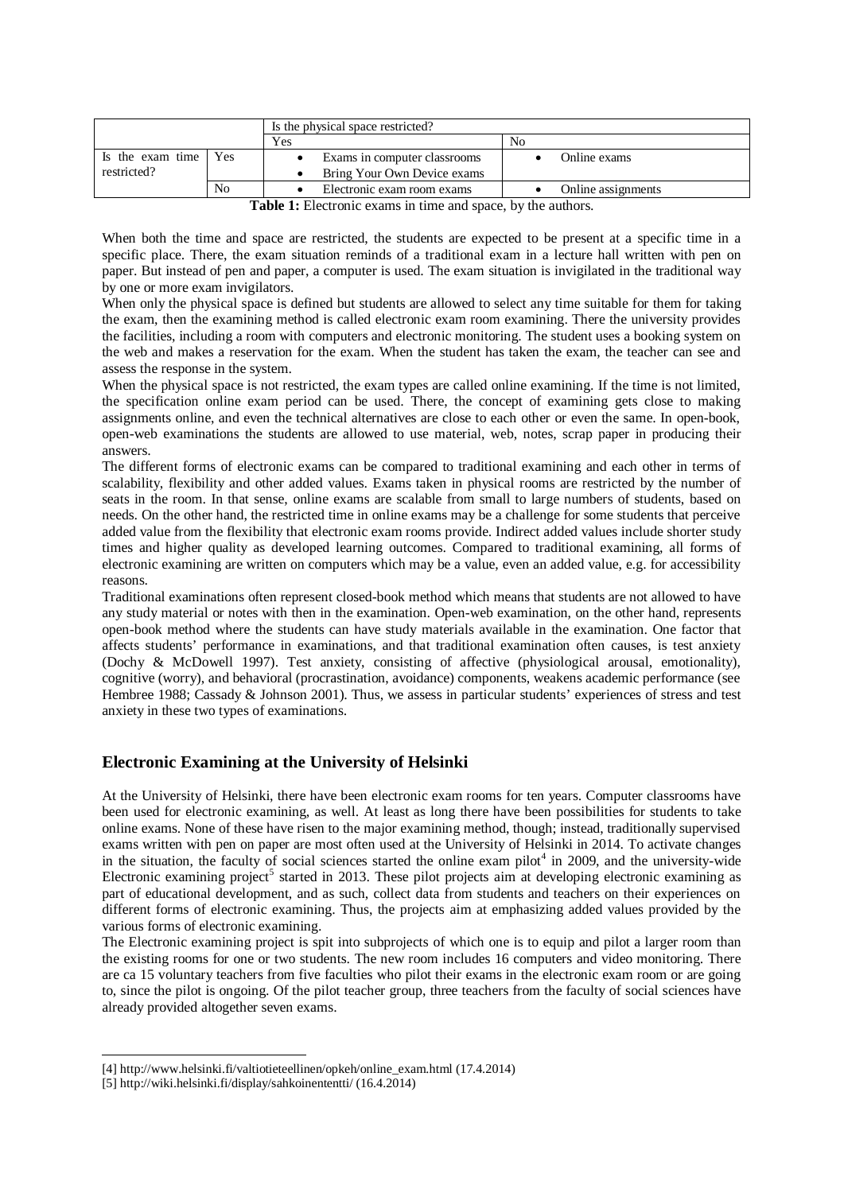| | | Is the physical space restricted? | |
|---|---|---|---|
| | | Yes | No |
| Is the exam time restricted? | Yes | • Exams in computer classrooms<br>• Bring Your Own Device exams | • Online exams |
| | No | • Electronic exam room exams | • Online assignments |

**Table 1:** Electronic exams in time and space, by the authors.

When both the time and space are restricted, the students are expected to be present at a specific time in a specific place. There, the exam situation reminds of a traditional exam in a lecture hall written with pen on paper. But instead of pen and paper, a computer is used. The exam situation is invigilated in the traditional way by one or more exam invigilators.

When only the physical space is defined but students are allowed to select any time suitable for them for taking the exam, then the examining method is called electronic exam room examining. There the university provides the facilities, including a room with computers and electronic monitoring. The student uses a booking system on the web and makes a reservation for the exam. When the student has taken the exam, the teacher can see and assess the response in the system.

When the physical space is not restricted, the exam types are called online examining. If the time is not limited, the specification online exam period can be used. There, the concept of examining gets close to making assignments online, and even the technical alternatives are close to each other or even the same. In open-book, open-web examinations the students are allowed to use material, web, notes, scrap paper in producing their answers.

The different forms of electronic exams can be compared to traditional examining and each other in terms of scalability, flexibility and other added values. Exams taken in physical rooms are restricted by the number of seats in the room. In that sense, online exams are scalable from small to large numbers of students, based on needs. On the other hand, the restricted time in online exams may be a challenge for some students that perceive added value from the flexibility that electronic exam rooms provide. Indirect added values include shorter study times and higher quality as developed learning outcomes. Compared to traditional examining, all forms of electronic examining are written on computers which may be a value, even an added value, e.g. for accessibility reasons.

Traditional examinations often represent closed-book method which means that students are not allowed to have any study material or notes with then in the examination. Open-web examination, on the other hand, represents open-book method where the students can have study materials available in the examination. One factor that affects students' performance in examinations, and that traditional examination often causes, is test anxiety (Dochy & McDowell 1997). Test anxiety, consisting of affective (physiological arousal, emotionality), cognitive (worry), and behavioral (procrastination, avoidance) components, weakens academic performance (see Hembree 1988; Cassady & Johnson 2001). Thus, we assess in particular students' experiences of stress and test anxiety in these two types of examinations.

## Electronic Examining at the University of Helsinki

At the University of Helsinki, there have been electronic exam rooms for ten years. Computer classrooms have been used for electronic examining, as well. At least as long there have been possibilities for students to take online exams. None of these have risen to the major examining method, though; instead, traditionally supervised exams written with pen on paper are most often used at the University of Helsinki in 2014. To activate changes in the situation, the faculty of social sciences started the online exam pilot[4] in 2009, and the university-wide Electronic examining project[5] started in 2013. These pilot projects aim at developing electronic examining as part of educational development, and as such, collect data from students and teachers on their experiences on different forms of electronic examining. Thus, the projects aim at emphasizing added values provided by the various forms of electronic examining.

The Electronic examining project is spit into subprojects of which one is to equip and pilot a larger room than the existing rooms for one or two students. The new room includes 16 computers and video monitoring. There are ca 15 voluntary teachers from five faculties who pilot their exams in the electronic exam room or are going to, since the pilot is ongoing. Of the pilot teacher group, three teachers from the faculty of social sciences have already provided altogether seven exams.

---

[4] http://www.helsinki.fi/valtiotieteellinen/opkeh/online_exam.html (17.4.2014)

[5] http://wiki.helsinki.fi/display/sahkoinententti/ (16.4.2014)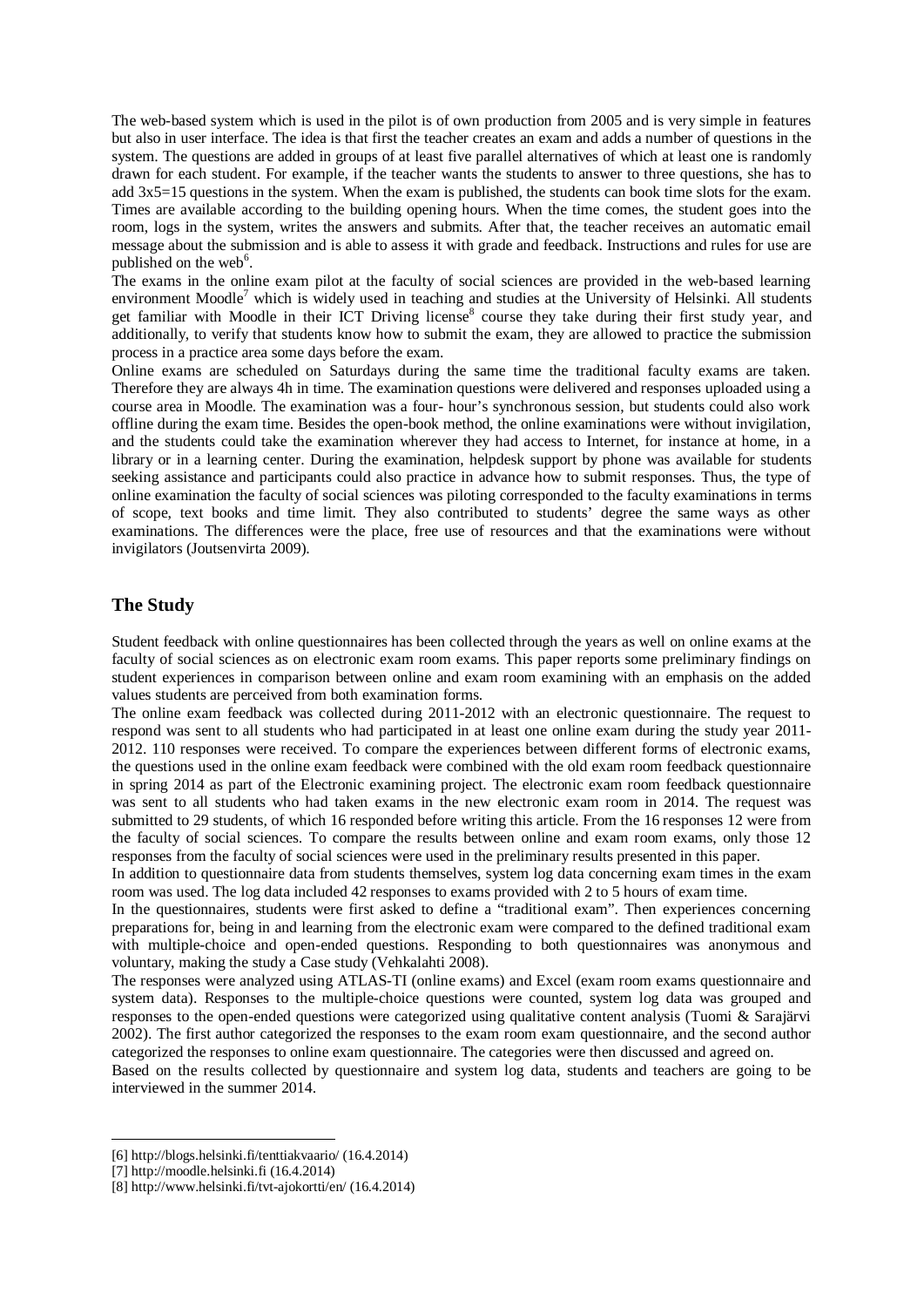The web-based system which is used in the pilot is of own production from 2005 and is very simple in features but also in user interface. The idea is that first the teacher creates an exam and adds a number of questions in the system. The questions are added in groups of at least five parallel alternatives of which at least one is randomly drawn for each student. For example, if the teacher wants the students to answer to three questions, she has to add 3x5=15 questions in the system. When the exam is published, the students can book time slots for the exam. Times are available according to the building opening hours. When the time comes, the student goes into the room, logs in the system, writes the answers and submits. After that, the teacher receives an automatic email message about the submission and is able to assess it with grade and feedback. Instructions and rules for use are published on the web[6].

The exams in the online exam pilot at the faculty of social sciences are provided in the web-based learning environment Moodle[7] which is widely used in teaching and studies at the University of Helsinki. All students get familiar with Moodle in their ICT Driving license[8] course they take during their first study year, and additionally, to verify that students know how to submit the exam, they are allowed to practice the submission process in a practice area some days before the exam.

Online exams are scheduled on Saturdays during the same time the traditional faculty exams are taken. Therefore they are always 4h in time. The examination questions were delivered and responses uploaded using a course area in Moodle. The examination was a four- hour's synchronous session, but students could also work offline during the exam time. Besides the open-book method, the online examinations were without invigilation, and the students could take the examination wherever they had access to Internet, for instance at home, in a library or in a learning center. During the examination, helpdesk support by phone was available for students seeking assistance and participants could also practice in advance how to submit responses. Thus, the type of online examination the faculty of social sciences was piloting corresponded to the faculty examinations in terms of scope, text books and time limit. They also contributed to students' degree the same ways as other examinations. The differences were the place, free use of resources and that the examinations were without invigilators (Joutsenvirta 2009).

## The Study

Student feedback with online questionnaires has been collected through the years as well on online exams at the faculty of social sciences as on electronic exam room exams. This paper reports some preliminary findings on student experiences in comparison between online and exam room examining with an emphasis on the added values students are perceived from both examination forms.

The online exam feedback was collected during 2011-2012 with an electronic questionnaire. The request to respond was sent to all students who had participated in at least one online exam during the study year 2011-2012. 110 responses were received. To compare the experiences between different forms of electronic exams, the questions used in the online exam feedback were combined with the old exam room feedback questionnaire in spring 2014 as part of the Electronic examining project. The electronic exam room feedback questionnaire was sent to all students who had taken exams in the new electronic exam room in 2014. The request was submitted to 29 students, of which 16 responded before writing this article. From the 16 responses 12 were from the faculty of social sciences. To compare the results between online and exam room exams, only those 12 responses from the faculty of social sciences were used in the preliminary results presented in this paper.

In addition to questionnaire data from students themselves, system log data concerning exam times in the exam room was used. The log data included 42 responses to exams provided with 2 to 5 hours of exam time.

In the questionnaires, students were first asked to define a "traditional exam". Then experiences concerning preparations for, being in and learning from the electronic exam were compared to the defined traditional exam with multiple-choice and open-ended questions. Responding to both questionnaires was anonymous and voluntary, making the study a Case study (Vehkalahti 2008).

The responses were analyzed using ATLAS-TI (online exams) and Excel (exam room exams questionnaire and system data). Responses to the multiple-choice questions were counted, system log data was grouped and responses to the open-ended questions were categorized using qualitative content analysis (Tuomi & Sarajärvi 2002). The first author categorized the responses to the exam room exam questionnaire, and the second author categorized the responses to online exam questionnaire. The categories were then discussed and agreed on.

Based on the results collected by questionnaire and system log data, students and teachers are going to be interviewed in the summer 2014.

---

[6] http://blogs.helsinki.fi/tenttiakvaario/ (16.4.2014)

[7] http://moodle.helsinki.fi (16.4.2014)

[8] http://www.helsinki.fi/tvt-ajokortti/en/ (16.4.2014)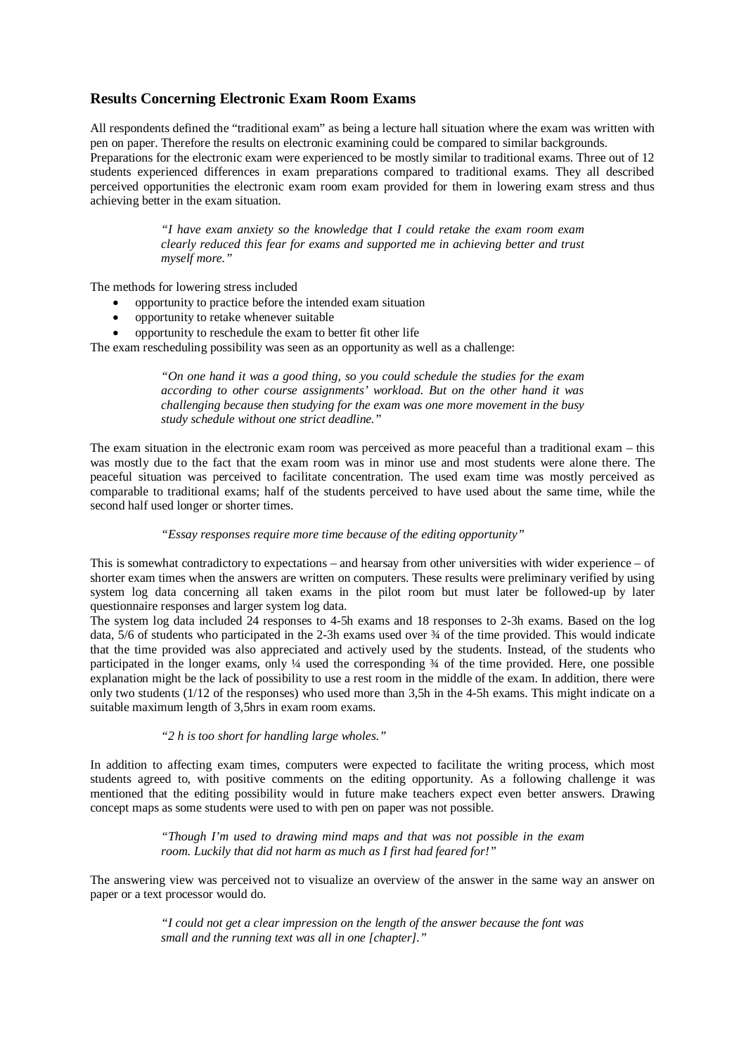## Results Concerning Electronic Exam Room Exams

All respondents defined the "traditional exam" as being a lecture hall situation where the exam was written with pen on paper. Therefore the results on electronic examining could be compared to similar backgrounds.
Preparations for the electronic exam were experienced to be mostly similar to traditional exams. Three out of 12 students experienced differences in exam preparations compared to traditional exams. They all described perceived opportunities the electronic exam room exam provided for them in lowering exam stress and thus achieving better in the exam situation.

> *"I have exam anxiety so the knowledge that I could retake the exam room exam clearly reduced this fear for exams and supported me in achieving better and trust myself more."*

The methods for lowering stress included

- opportunity to practice before the intended exam situation
- opportunity to retake whenever suitable
- opportunity to reschedule the exam to better fit other life

The exam rescheduling possibility was seen as an opportunity as well as a challenge:

> *"On one hand it was a good thing, so you could schedule the studies for the exam according to other course assignments' workload. But on the other hand it was challenging because then studying for the exam was one more movement in the busy study schedule without one strict deadline."*

The exam situation in the electronic exam room was perceived as more peaceful than a traditional exam – this was mostly due to the fact that the exam room was in minor use and most students were alone there. The peaceful situation was perceived to facilitate concentration. The used exam time was mostly perceived as comparable to traditional exams; half of the students perceived to have used about the same time, while the second half used longer or shorter times.

> *"Essay responses require more time because of the editing opportunity"*

This is somewhat contradictory to expectations – and hearsay from other universities with wider experience – of shorter exam times when the answers are written on computers. These results were preliminary verified by using system log data concerning all taken exams in the pilot room but must later be followed-up by later questionnaire responses and larger system log data.
The system log data included 24 responses to 4-5h exams and 18 responses to 2-3h exams. Based on the log data, 5/6 of students who participated in the 2-3h exams used over ¾ of the time provided. This would indicate that the time provided was also appreciated and actively used by the students. Instead, of the students who participated in the longer exams, only ¼ used the corresponding ¾ of the time provided. Here, one possible explanation might be the lack of possibility to use a rest room in the middle of the exam. In addition, there were only two students (1/12 of the responses) who used more than 3,5h in the 4-5h exams. This might indicate on a suitable maximum length of 3,5hrs in exam room exams.

> *"2 h is too short for handling large wholes."*

In addition to affecting exam times, computers were expected to facilitate the writing process, which most students agreed to, with positive comments on the editing opportunity. As a following challenge it was mentioned that the editing possibility would in future make teachers expect even better answers. Drawing concept maps as some students were used to with pen on paper was not possible.

> *"Though I'm used to drawing mind maps and that was not possible in the exam room. Luckily that did not harm as much as I first had feared for!"*

The answering view was perceived not to visualize an overview of the answer in the same way an answer on paper or a text processor would do.

> *"I could not get a clear impression on the length of the answer because the font was small and the running text was all in one [chapter]."*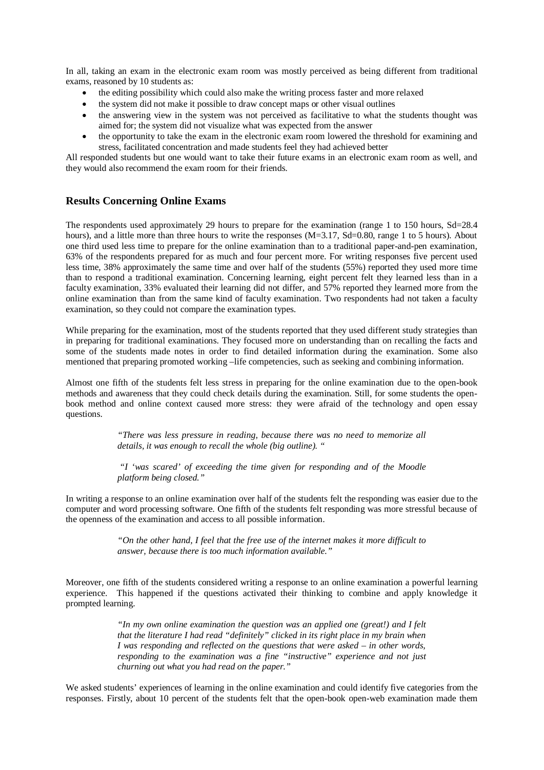In all, taking an exam in the electronic exam room was mostly perceived as being different from traditional exams, reasoned by 10 students as:

- the editing possibility which could also make the writing process faster and more relaxed
- the system did not make it possible to draw concept maps or other visual outlines
- the answering view in the system was not perceived as facilitative to what the students thought was aimed for; the system did not visualize what was expected from the answer
- the opportunity to take the exam in the electronic exam room lowered the threshold for examining and stress, facilitated concentration and made students feel they had achieved better

All responded students but one would want to take their future exams in an electronic exam room as well, and they would also recommend the exam room for their friends.

## Results Concerning Online Exams

The respondents used approximately 29 hours to prepare for the examination (range 1 to 150 hours, Sd=28.4 hours), and a little more than three hours to write the responses (M=3.17, Sd=0.80, range 1 to 5 hours). About one third used less time to prepare for the online examination than to a traditional paper-and-pen examination, 63% of the respondents prepared for as much and four percent more. For writing responses five percent used less time, 38% approximately the same time and over half of the students (55%) reported they used more time than to respond a traditional examination. Concerning learning, eight percent felt they learned less than in a faculty examination, 33% evaluated their learning did not differ, and 57% reported they learned more from the online examination than from the same kind of faculty examination. Two respondents had not taken a faculty examination, so they could not compare the examination types.

While preparing for the examination, most of the students reported that they used different study strategies than in preparing for traditional examinations. They focused more on understanding than on recalling the facts and some of the students made notes in order to find detailed information during the examination. Some also mentioned that preparing promoted working –life competencies, such as seeking and combining information.

Almost one fifth of the students felt less stress in preparing for the online examination due to the open-book methods and awareness that they could check details during the examination. Still, for some students the open-book method and online context caused more stress: they were afraid of the technology and open essay questions.

> *"There was less pressure in reading, because there was no need to memorize all details, it was enough to recall the whole (big outline). "*

> *"I 'was scared' of exceeding the time given for responding and of the Moodle platform being closed."*

In writing a response to an online examination over half of the students felt the responding was easier due to the computer and word processing software. One fifth of the students felt responding was more stressful because of the openness of the examination and access to all possible information.

> *"On the other hand, I feel that the free use of the internet makes it more difficult to answer, because there is too much information available."*

Moreover, one fifth of the students considered writing a response to an online examination a powerful learning experience. This happened if the questions activated their thinking to combine and apply knowledge it prompted learning.

> *"In my own online examination the question was an applied one (great!) and I felt that the literature I had read "definitely" clicked in its right place in my brain when I was responding and reflected on the questions that were asked – in other words, responding to the examination was a fine "instructive" experience and not just churning out what you had read on the paper."*

We asked students' experiences of learning in the online examination and could identify five categories from the responses. Firstly, about 10 percent of the students felt that the open-book open-web examination made them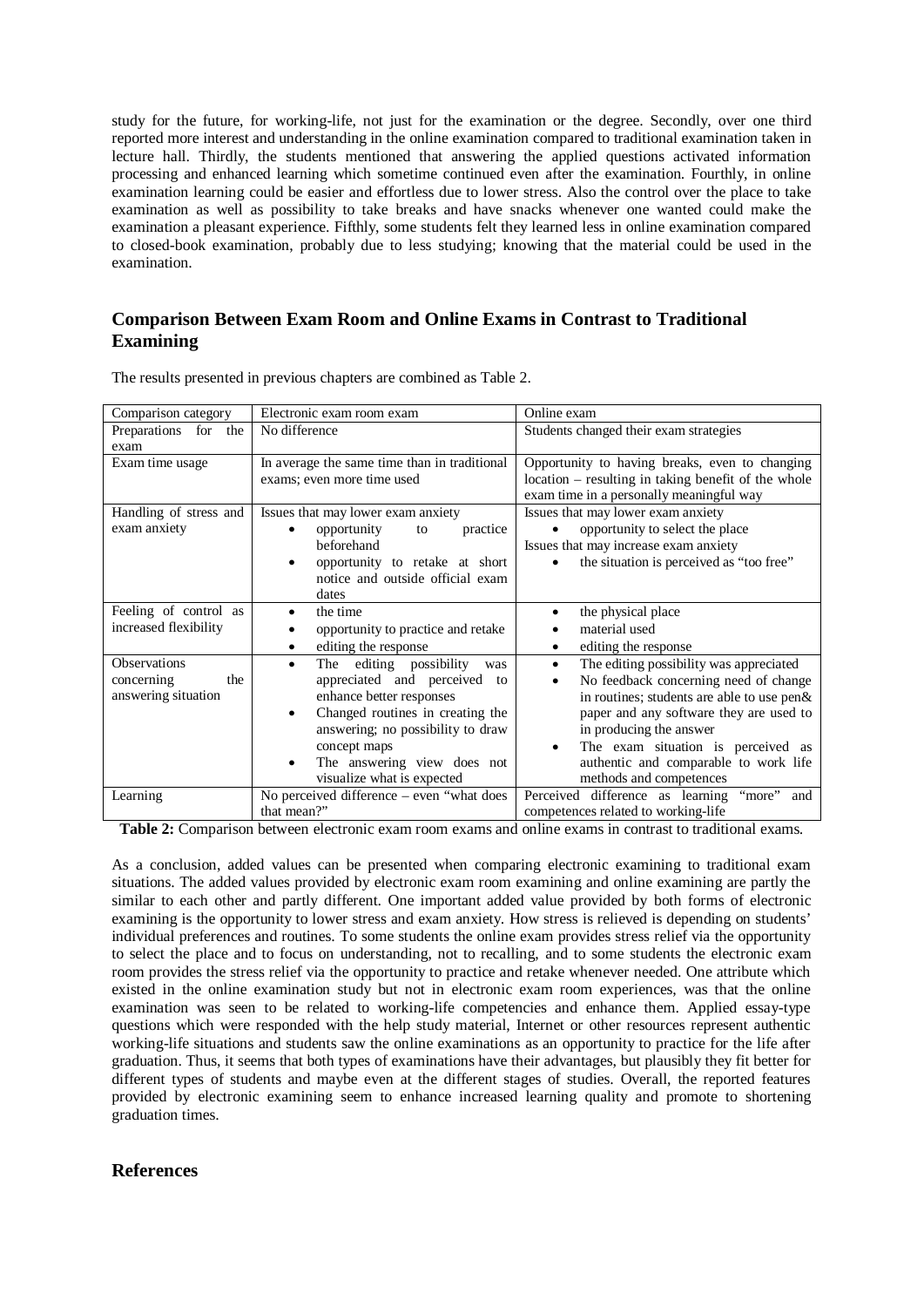study for the future, for working-life, not just for the examination or the degree. Secondly, over one third reported more interest and understanding in the online examination compared to traditional examination taken in lecture hall. Thirdly, the students mentioned that answering the applied questions activated information processing and enhanced learning which sometime continued even after the examination. Fourthly, in online examination learning could be easier and effortless due to lower stress. Also the control over the place to take examination as well as possibility to take breaks and have snacks whenever one wanted could make the examination a pleasant experience. Fifthly, some students felt they learned less in online examination compared to closed-book examination, probably due to less studying; knowing that the material could be used in the examination.

## Comparison Between Exam Room and Online Exams in Contrast to Traditional Examining

The results presented in previous chapters are combined as Table 2.

| Comparison category | Electronic exam room exam | Online exam |
|---|---|---|
| Preparations for the exam | No difference | Students changed their exam strategies |
| Exam time usage | In average the same time than in traditional exams; even more time used | Opportunity to having breaks, even to changing location – resulting in taking benefit of the whole exam time in a personally meaningful way |
| Handling of stress and exam anxiety | Issues that may lower exam anxiety<br>• opportunity to practice beforehand<br>• opportunity to retake at short notice and outside official exam dates | Issues that may lower exam anxiety<br>• opportunity to select the place<br>Issues that may increase exam anxiety<br>• the situation is perceived as "too free" |
| Feeling of control as increased flexibility | • the time<br>• opportunity to practice and retake<br>• editing the response | • the physical place<br>• material used<br>• editing the response |
| Observations concerning the answering situation | • The editing possibility was appreciated and perceived to enhance better responses<br>• Changed routines in creating the answering; no possibility to draw concept maps<br>• The answering view does not visualize what is expected | • The editing possibility was appreciated<br>• No feedback concerning need of change in routines; students are able to use pen& paper and any software they are used to in producing the answer<br>• The exam situation is perceived as authentic and comparable to work life methods and competences |
| Learning | No perceived difference – even "what does that mean?" | Perceived difference as learning "more" and competences related to working-life |

**Table 2:** Comparison between electronic exam room exams and online exams in contrast to traditional exams.

As a conclusion, added values can be presented when comparing electronic examining to traditional exam situations. The added values provided by electronic exam room examining and online examining are partly the similar to each other and partly different. One important added value provided by both forms of electronic examining is the opportunity to lower stress and exam anxiety. How stress is relieved is depending on students' individual preferences and routines. To some students the online exam provides stress relief via the opportunity to select the place and to focus on understanding, not to recalling, and to some students the electronic exam room provides the stress relief via the opportunity to practice and retake whenever needed. One attribute which existed in the online examination study but not in electronic exam room experiences, was that the online examination was seen to be related to working-life competencies and enhance them. Applied essay-type questions which were responded with the help study material, Internet or other resources represent authentic working-life situations and students saw the online examinations as an opportunity to practice for the life after graduation. Thus, it seems that both types of examinations have their advantages, but plausibly they fit better for different types of students and maybe even at the different stages of studies. Overall, the reported features provided by electronic examining seem to enhance increased learning quality and promote to shortening graduation times.

## References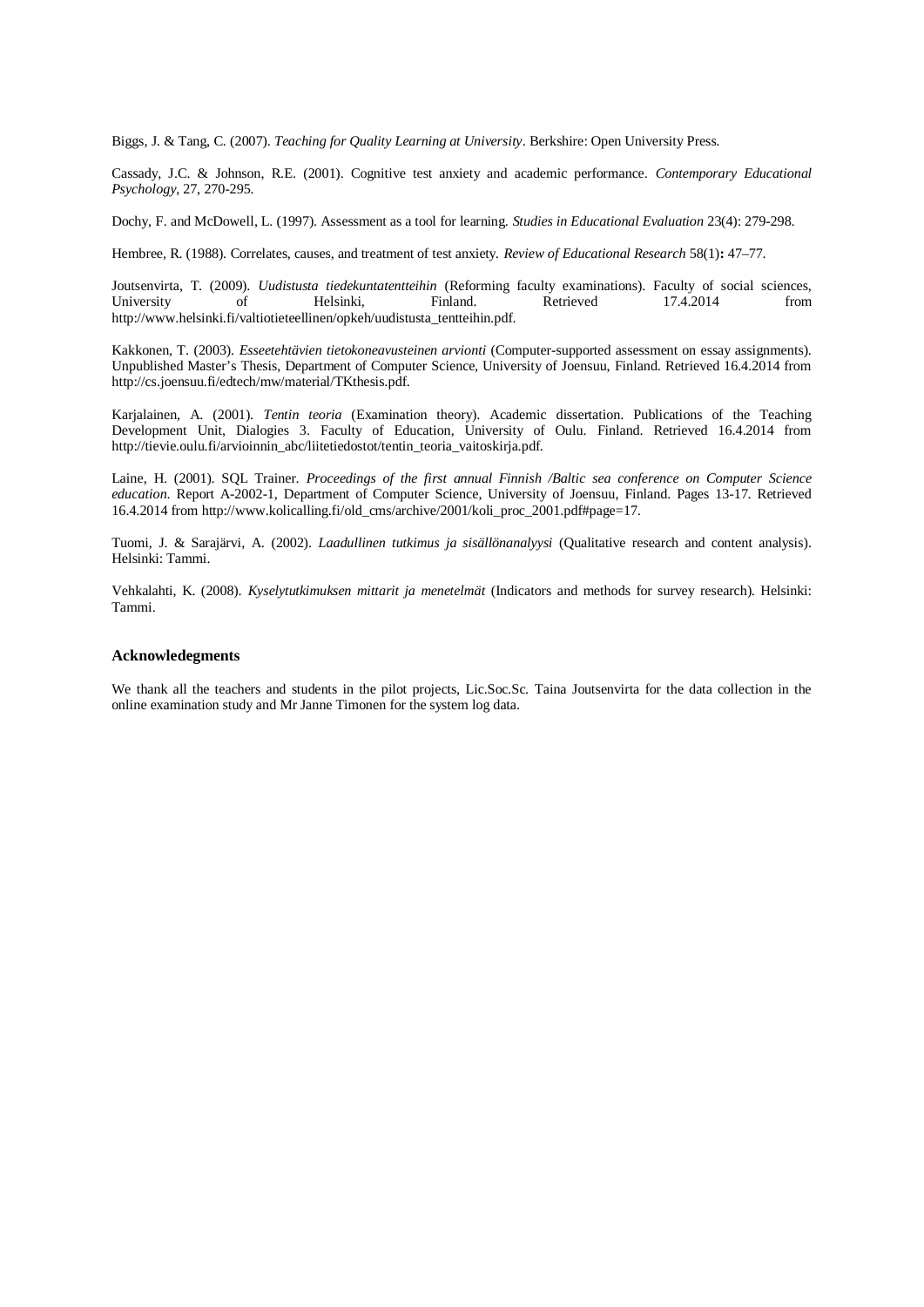Biggs, J. & Tang, C. (2007). *Teaching for Quality Learning at University*. Berkshire: Open University Press.

Cassady, J.C. & Johnson, R.E. (2001). Cognitive test anxiety and academic performance. *Contemporary Educational Psychology*, 27, 270-295.

Dochy, F. and McDowell, L. (1997). Assessment as a tool for learning. *Studies in Educational Evaluation* 23(4): 279-298.

Hembree, R. (1988). Correlates, causes, and treatment of test anxiety. *Review of Educational Research* 58(1)**:** 47–77.

Joutsenvirta, T. (2009). *Uudistusta tiedekuntatentteihin* (Reforming faculty examinations). Faculty of social sciences, University of Helsinki, Finland. Retrieved 17.4.2014 from http://www.helsinki.fi/valtiotieteellinen/opkeh/uudistusta_tentteihin.pdf.

Kakkonen, T. (2003). *Esseetehtävien tietokoneavusteinen arviointi* (Computer-supported assessment on essay assignments). Unpublished Master's Thesis, Department of Computer Science, University of Joensuu, Finland. Retrieved 16.4.2014 from http://cs.joensuu.fi/edtech/mw/material/TKthesis.pdf.

Karjalainen, A. (2001). *Tentin teoria* (Examination theory). Academic dissertation. Publications of the Teaching Development Unit, Dialogies 3. Faculty of Education, University of Oulu. Finland. Retrieved 16.4.2014 from http://tievie.oulu.fi/arvioinnin_abc/liitetiedostot/tentin_teoria_vaitoskirja.pdf.

Laine, H. (2001). SQL Trainer. *Proceedings of the first annual Finnish /Baltic sea conference on Computer Science education*. Report A-2002-1, Department of Computer Science, University of Joensuu, Finland. Pages 13-17. Retrieved 16.4.2014 from http://www.kolicalling.fi/old_cms/archive/2001/koli_proc_2001.pdf#page=17.

Tuomi, J. & Sarajärvi, A. (2002). *Laadullinen tutkimus ja sisällönanalyysi* (Qualitative research and content analysis). Helsinki: Tammi.

Vehkalahti, K. (2008). *Kyselytutkimuksen mittarit ja menetelmät* (Indicators and methods for survey research). Helsinki: Tammi.

### Acknowledegments

We thank all the teachers and students in the pilot projects, Lic.Soc.Sc. Taina Joutsenvirta for the data collection in the online examination study and Mr Janne Timonen for the system log data.